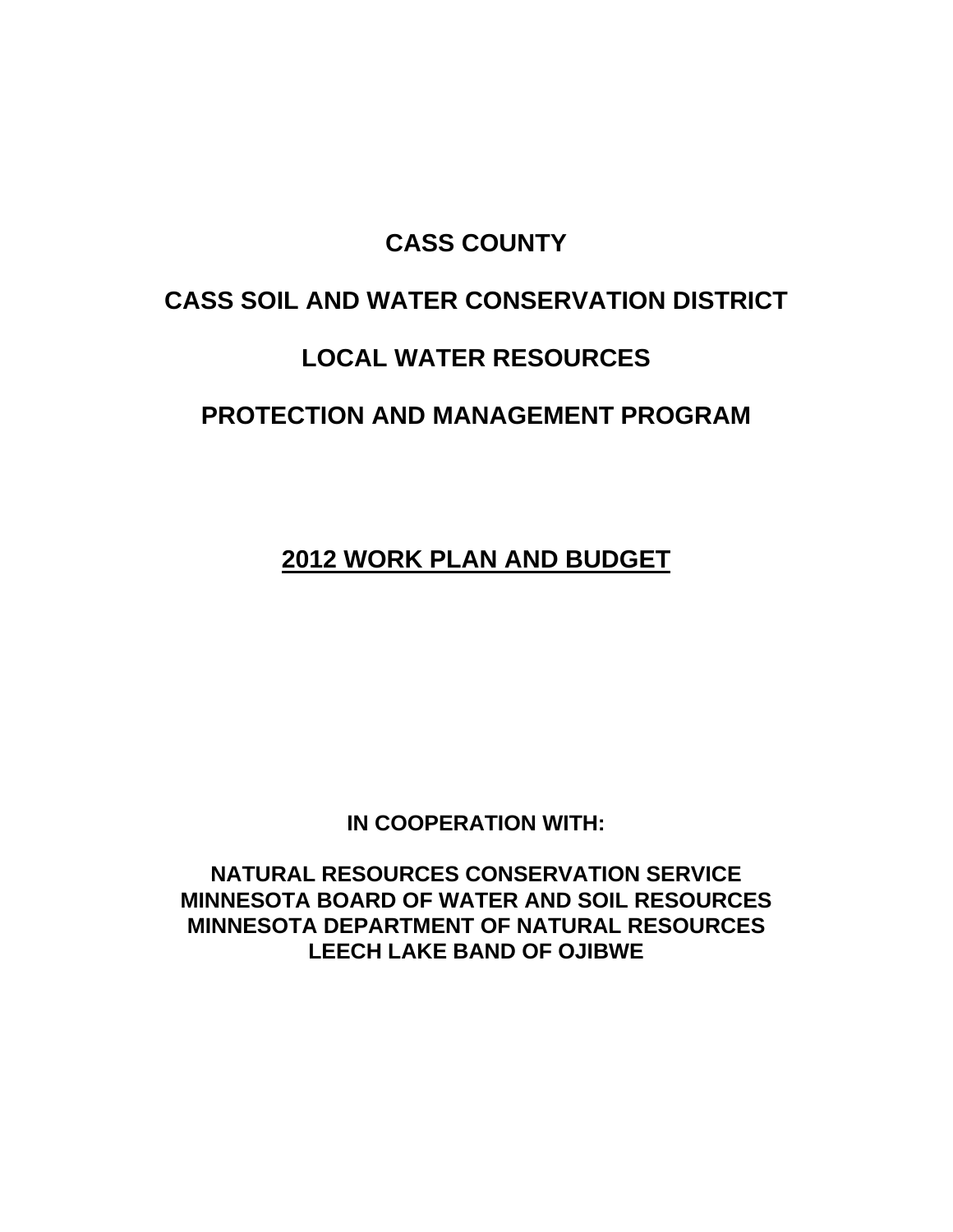# CASS COUNTY

# CASS SOIL AND WATER CONSERVATION DISTRICT

# LOCAL WATER RESOURCES

# PROTECTION AND MANAGEMENT PROGRAM

## 2012 WORK PLAN AND BUDGET

**IN COOPERATION WITH:**

**NATURAL RESOURCES CONSERVATION SERVICE**
**MINNESOTA BOARD OF WATER AND SOIL RESOURCES**
**MINNESOTA DEPARTMENT OF NATURAL RESOURCES**
**LEECH LAKE BAND OF OJIBWE**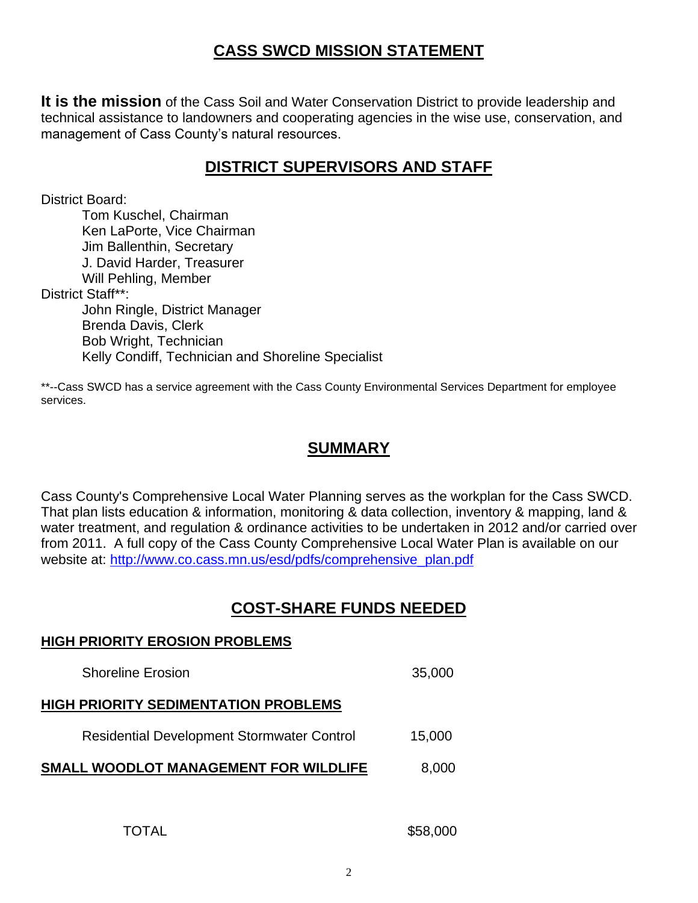## CASS SWCD MISSION STATEMENT

**It is the mission** of the Cass Soil and Water Conservation District to provide leadership and technical assistance to landowners and cooperating agencies in the wise use, conservation, and management of Cass County's natural resources.

## DISTRICT SUPERVISORS AND STAFF

District Board:
- Tom Kuschel, Chairman
- Ken LaPorte, Vice Chairman
- Jim Ballenthin, Secretary
- J. David Harder, Treasurer
- Will Pehling, Member

District Staff**:
- John Ringle, District Manager
- Brenda Davis, Clerk
- Bob Wright, Technician
- Kelly Condiff, Technician and Shoreline Specialist

**--Cass SWCD has a service agreement with the Cass County Environmental Services Department for employee services.

## SUMMARY

Cass County's Comprehensive Local Water Planning serves as the workplan for the Cass SWCD. That plan lists education & information, monitoring & data collection, inventory & mapping, land & water treatment, and regulation & ordinance activities to be undertaken in 2012 and/or carried over from 2011. A full copy of the Cass County Comprehensive Local Water Plan is available on our website at: http://www.co.cass.mn.us/esd/pdfs/comprehensive_plan.pdf

## COST-SHARE FUNDS NEEDED

| | |
|---|---|
| **HIGH PRIORITY EROSION PROBLEMS** | |
| Shoreline Erosion | 35,000 |
| **HIGH PRIORITY SEDIMENTATION PROBLEMS** | |
| Residential Development Stormwater Control | 15,000 |
| **SMALL WOODLOT MANAGEMENT FOR WILDLIFE** | 8,000 |
| TOTAL | $58,000 |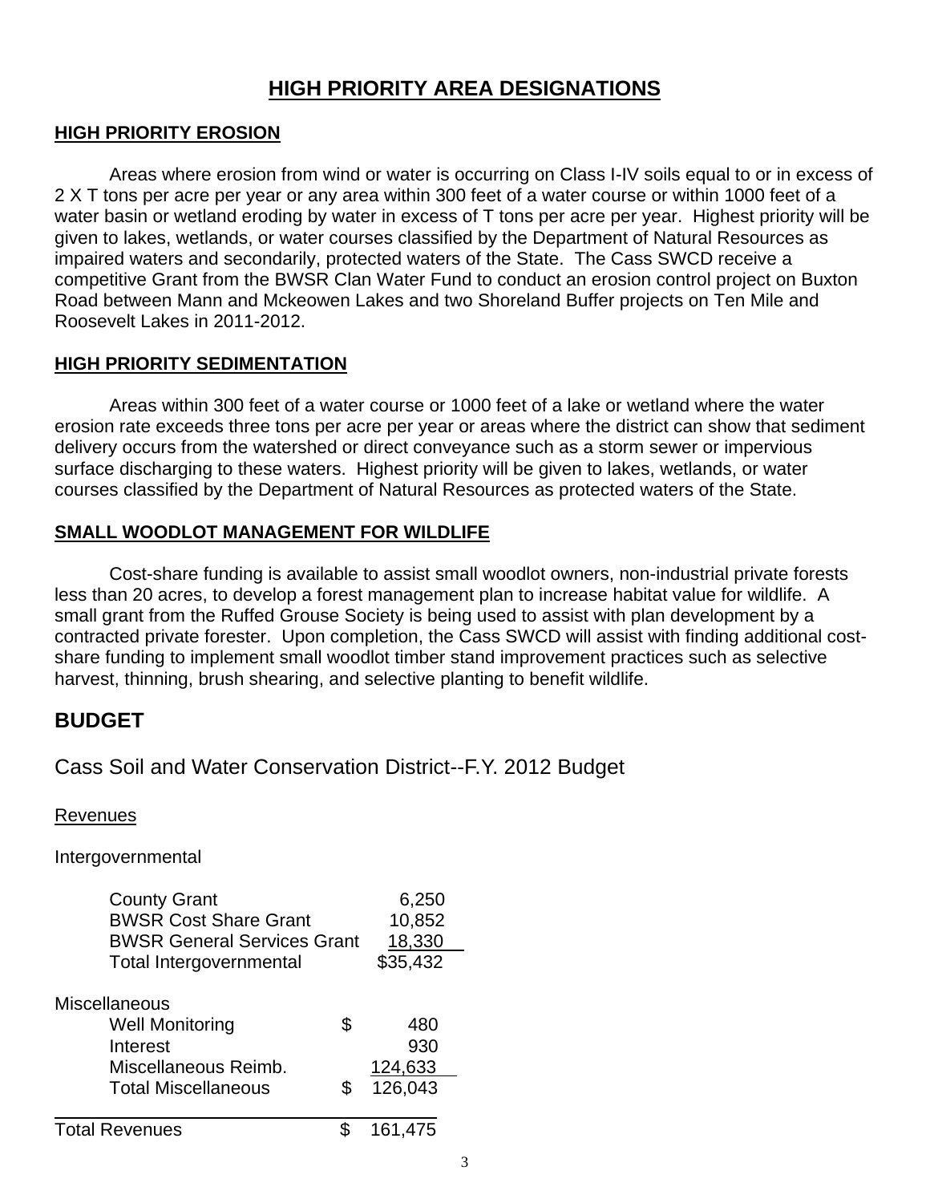# HIGH PRIORITY AREA DESIGNATIONS

## HIGH PRIORITY EROSION

Areas where erosion from wind or water is occurring on Class I-IV soils equal to or in excess of 2 X T tons per acre per year or any area within 300 feet of a water course or within 1000 feet of a water basin or wetland eroding by water in excess of T tons per acre per year. Highest priority will be given to lakes, wetlands, or water courses classified by the Department of Natural Resources as impaired waters and secondarily, protected waters of the State. The Cass SWCD receive a competitive Grant from the BWSR Clan Water Fund to conduct an erosion control project on Buxton Road between Mann and Mckeowen Lakes and two Shoreland Buffer projects on Ten Mile and Roosevelt Lakes in 2011-2012.

## HIGH PRIORITY SEDIMENTATION

Areas within 300 feet of a water course or 1000 feet of a lake or wetland where the water erosion rate exceeds three tons per acre per year or areas where the district can show that sediment delivery occurs from the watershed or direct conveyance such as a storm sewer or impervious surface discharging to these waters. Highest priority will be given to lakes, wetlands, or water courses classified by the Department of Natural Resources as protected waters of the State.

## SMALL WOODLOT MANAGEMENT FOR WILDLIFE

Cost-share funding is available to assist small woodlot owners, non-industrial private forests less than 20 acres, to develop a forest management plan to increase habitat value for wildlife. A small grant from the Ruffed Grouse Society is being used to assist with plan development by a contracted private forester. Upon completion, the Cass SWCD will assist with finding additional cost-share funding to implement small woodlot timber stand improvement practices such as selective harvest, thinning, brush shearing, and selective planting to benefit wildlife.

# BUDGET

## Cass Soil and Water Conservation District--F.Y. 2012 Budget

Revenues

Intergovernmental

| Item | | Amount |
|---|---|---|
| County Grant | | 6,250 |
| BWSR Cost Share Grant | | 10,852 |
| BWSR General Services Grant | | 18,330 |
| Total Intergovernmental | | $35,432 |

Miscellaneous

| Item | | Amount |
|---|---|---|
| Well Monitoring | $ | 480 |
| Interest | | 930 |
| Miscellaneous Reimb. | | 124,633 |
| Total Miscellaneous | $ | 126,043 |
| Total Revenues | $ | 161,475 |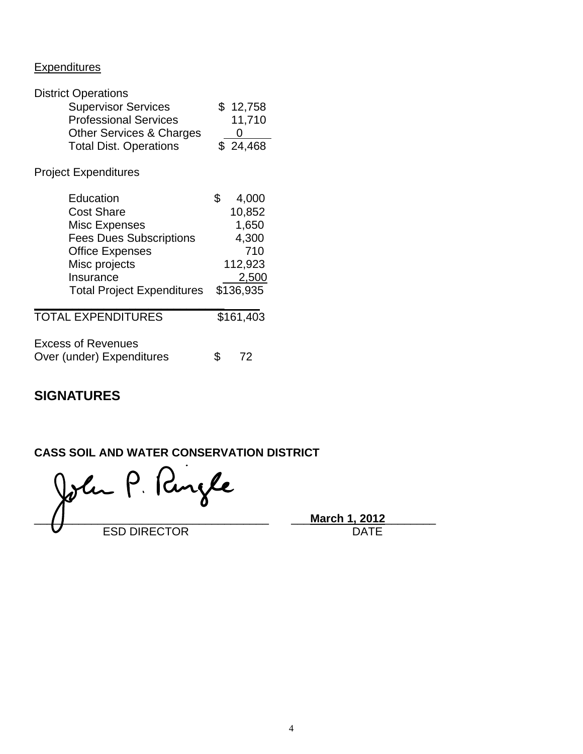Expenditures

District Operations

| | |
|---|---|
| Supervisor Services | $ 12,758 |
| Professional Services | 11,710 |
| Other Services & Charges | 0 |
| Total Dist. Operations | $ 24,468 |

Project Expenditures

| | |
|---|---|
| Education | $ 4,000 |
| Cost Share | 10,852 |
| Misc Expenses | 1,650 |
| Fees Dues Subscriptions | 4,300 |
| Office Expenses | 710 |
| Misc projects | 112,923 |
| Insurance | 2,500 |
| Total Project Expenditures | $136,935 |

| | |
|---|---|
| TOTAL EXPENDITURES | $161,403 |
| Excess of Revenues Over (under) Expenditures | $ 72 |

## SIGNATURES

**CASS SOIL AND WATER CONSERVATION DISTRICT**

John P. Ringle

ESD DIRECTOR

**March 1, 2012**

DATE